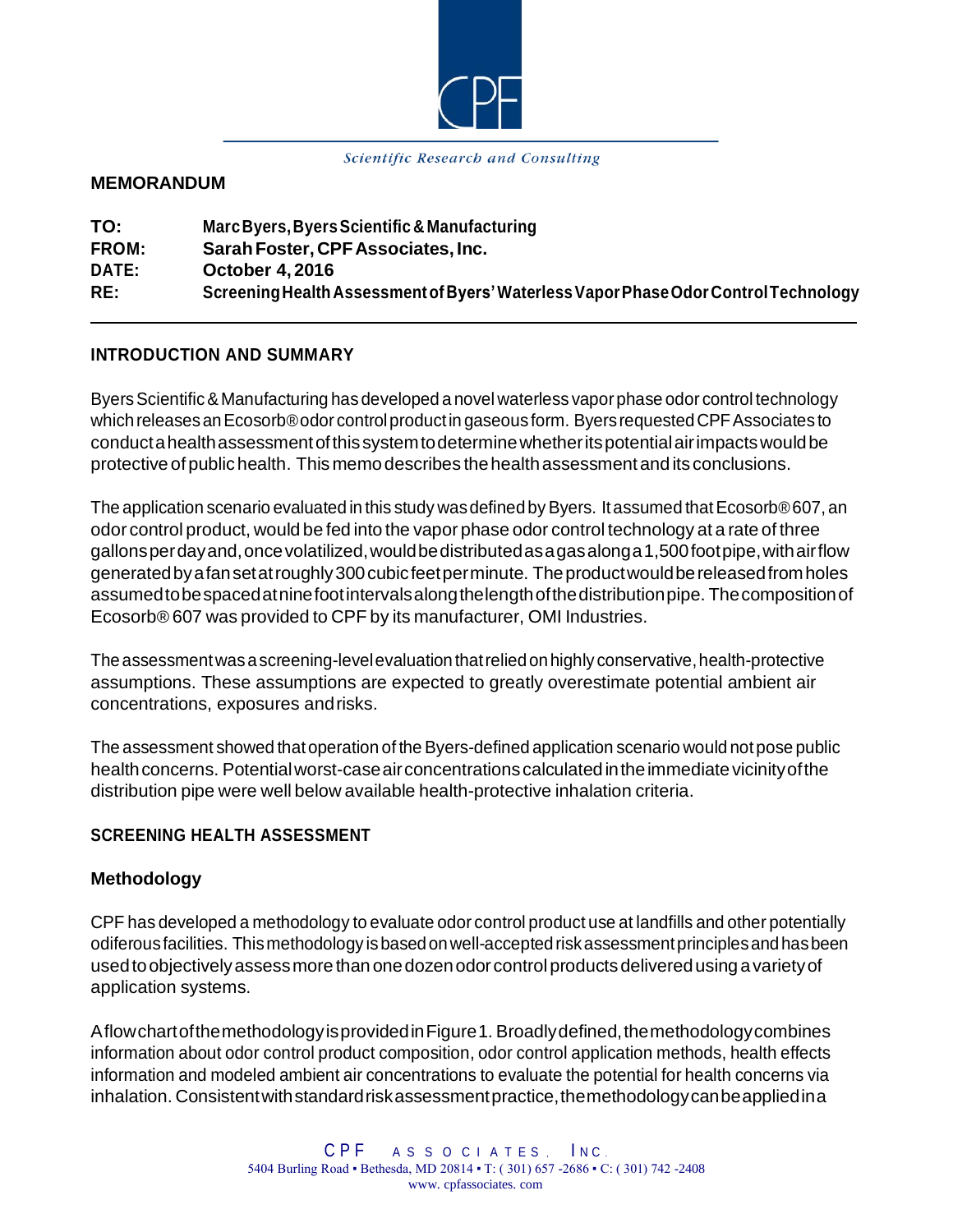Scientific Research and Consulting

# MEMORANDUM

**TO:** Marc Byers, Byers Scientific & Manufacturing
**FROM:** Sarah Foster, CPF Associates, Inc.
**DATE:** October 4, 2016
**RE:** Screening Health Assessment of Byers' Waterless Vapor Phase Odor Control Technology

---

## INTRODUCTION AND SUMMARY

Byers Scientific & Manufacturing has developed a novel waterless vapor phase odor control technology which releases an Ecosorb® odor control product in gaseous form. Byers requested CPF Associates to conduct a health assessment of this system to determine whether its potential air impacts would be protective of public health. This memo describes the health assessment and its conclusions.

The application scenario evaluated in this study was defined by Byers. It assumed that Ecosorb® 607, an odor control product, would be fed into the vapor phase odor control technology at a rate of three gallons per day and, once volatilized, would be distributed as a gas along a 1,500 foot pipe, with air flow generated by a fan set at roughly 300 cubic feet per minute. The product would be released from holes assumed to be spaced at nine foot intervals along the length of the distribution pipe. The composition of Ecosorb® 607 was provided to CPF by its manufacturer, OMI Industries.

The assessment was a screening-level evaluation that relied on highly conservative, health-protective assumptions. These assumptions are expected to greatly overestimate potential ambient air concentrations, exposures and risks.

The assessment showed that operation of the Byers-defined application scenario would not pose public health concerns. Potential worst-case air concentrations calculated in the immediate vicinity of the distribution pipe were well below available health-protective inhalation criteria.

## SCREENING HEALTH ASSESSMENT

### Methodology

CPF has developed a methodology to evaluate odor control product use at landfills and other potentially odiferous facilities. This methodology is based on well-accepted risk assessment principles and has been used to objectively assess more than one dozen odor control products delivered using a variety of application systems.

A flowchart of the methodology is provided in Figure 1. Broadly defined, the methodology combines information about odor control product composition, odor control application methods, health effects information and modeled ambient air concentrations to evaluate the potential for health concerns via inhalation. Consistent with standard risk assessment practice, the methodology can be applied in a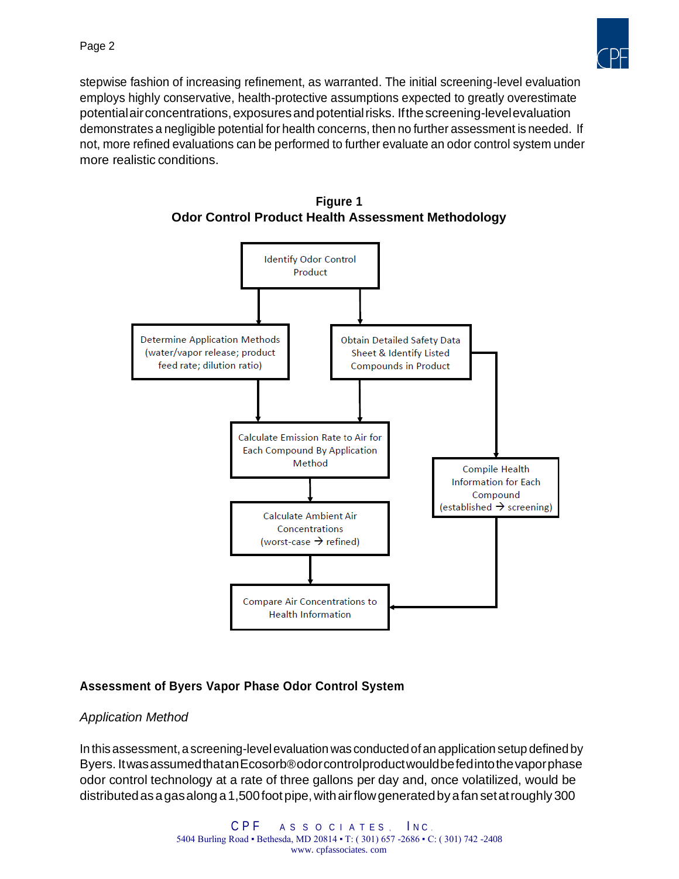stepwise fashion of increasing refinement, as warranted. The initial screening-level evaluation employs highly conservative, health-protective assumptions expected to greatly overestimate potential air concentrations, exposures and potential risks. If the screening-level evaluation demonstrates a negligible potential for health concerns, then no further assessment is needed. If not, more refined evaluations can be performed to further evaluate an odor control system under more realistic conditions.

**Figure 1**
**Odor Control Product Health Assessment Methodology**

- Identify Odor Control Product
  - → Determine Application Methods (water/vapor release; product feed rate; dilution ratio)
  - → Obtain Detailed Safety Data Sheet & Identify Listed Compounds in Product
- Determine Application Methods + Obtain Detailed Safety Data Sheet → Calculate Emission Rate to Air for Each Compound By Application Method
- Calculate Emission Rate to Air → Calculate Ambient Air Concentrations (worst-case → refined)
- Obtain Detailed Safety Data Sheet → Compile Health Information for Each Compound (established → screening)
- Calculate Ambient Air Concentrations + Compile Health Information → Compare Air Concentrations to Health Information

## Assessment of Byers Vapor Phase Odor Control System

### *Application Method*

In this assessment, a screening-level evaluation was conducted of an application setup defined by Byers. It was assumed that an Ecosorb® odor control product would be fed into the vapor phase odor control technology at a rate of three gallons per day and, once volatilized, would be distributed as a gas along a 1,500 foot pipe, with air flow generated by a fan set at roughly 300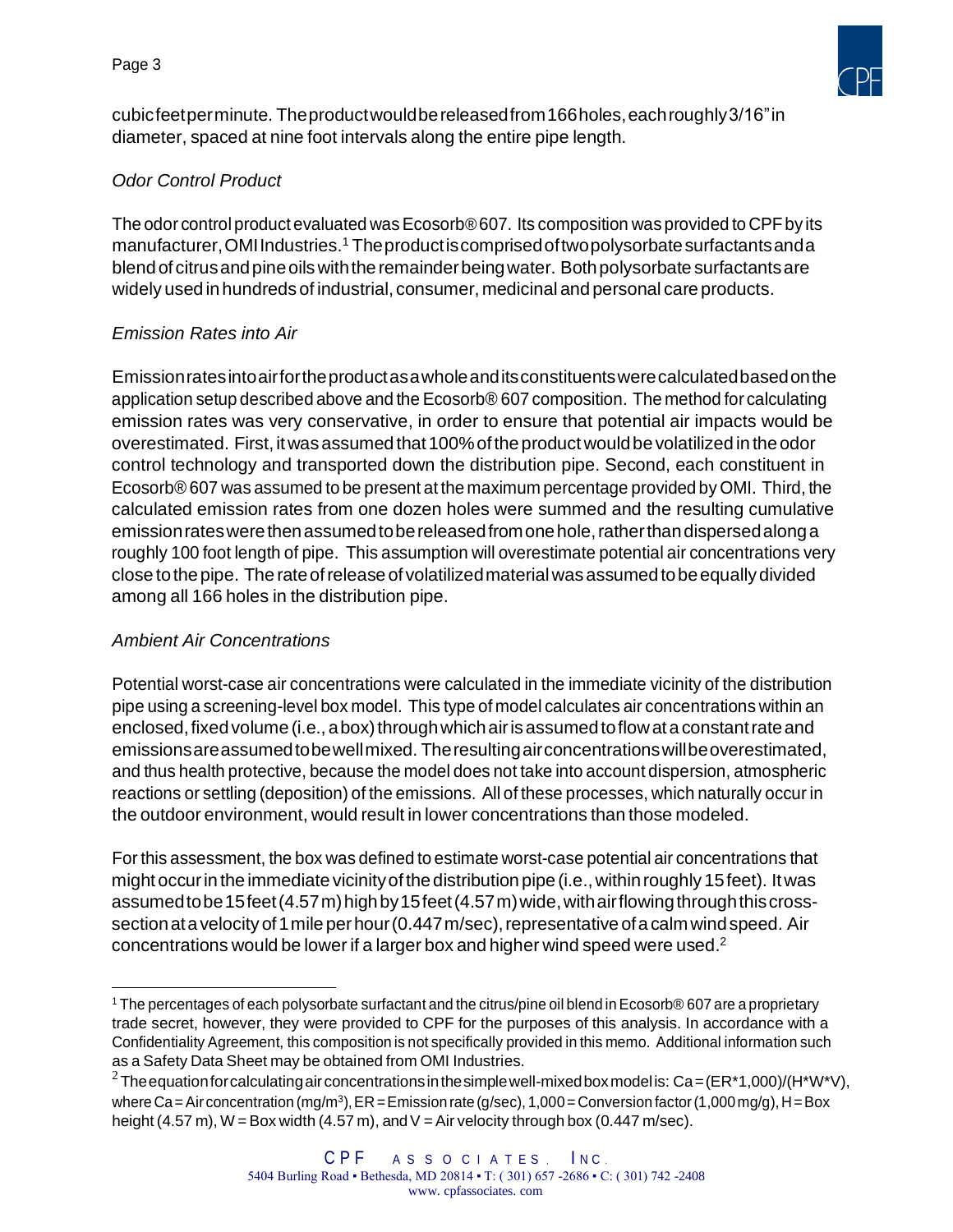cubic feet per minute. The product would be released from 166 holes, each roughly 3/16" in diameter, spaced at nine foot intervals along the entire pipe length.

### *Odor Control Product*

The odor control product evaluated was Ecosorb® 607. Its composition was provided to CPF by its manufacturer, OMI Industries.[1] The product is comprised of two polysorbate surfactants and a blend of citrus and pine oils with the remainder being water. Both polysorbate surfactants are widely used in hundreds of industrial, consumer, medicinal and personal care products.

### *Emission Rates into Air*

Emission rates into air for the product as a whole and its constituents were calculated based on the application setup described above and the Ecosorb® 607 composition. The method for calculating emission rates was very conservative, in order to ensure that potential air impacts would be overestimated. First, it was assumed that 100% of the product would be volatilized in the odor control technology and transported down the distribution pipe. Second, each constituent in Ecosorb® 607 was assumed to be present at the maximum percentage provided by OMI. Third, the calculated emission rates from one dozen holes were summed and the resulting cumulative emission rates were then assumed to be released from one hole, rather than dispersed along a roughly 100 foot length of pipe. This assumption will overestimate potential air concentrations very close to the pipe. The rate of release of volatilized material was assumed to be equally divided among all 166 holes in the distribution pipe.

### *Ambient Air Concentrations*

Potential worst-case air concentrations were calculated in the immediate vicinity of the distribution pipe using a screening-level box model. This type of model calculates air concentrations within an enclosed, fixed volume (i.e., a box) through which air is assumed to flow at a constant rate and emissions are assumed to be well mixed. The resulting air concentrations will be overestimated, and thus health protective, because the model does not take into account dispersion, atmospheric reactions or settling (deposition) of the emissions. All of these processes, which naturally occur in the outdoor environment, would result in lower concentrations than those modeled.

For this assessment, the box was defined to estimate worst-case potential air concentrations that might occur in the immediate vicinity of the distribution pipe (i.e., within roughly 15 feet). It was assumed to be 15 feet (4.57 m) high by 15 feet (4.57 m) wide, with air flowing through this cross-section at a velocity of 1 mile per hour (0.447 m/sec), representative of a calm wind speed. Air concentrations would be lower if a larger box and higher wind speed were used.[2]

---

[1] The percentages of each polysorbate surfactant and the citrus/pine oil blend in Ecosorb® 607 are a proprietary trade secret, however, they were provided to CPF for the purposes of this analysis. In accordance with a Confidentiality Agreement, this composition is not specifically provided in this memo. Additional information such as a Safety Data Sheet may be obtained from OMI Industries.

[2] The equation for calculating air concentrations in the simple well-mixed box model is: $Ca = (ER*1{,}000)/(H*W*V)$, where Ca = Air concentration (mg/m$^3$), ER = Emission rate (g/sec), 1,000 = Conversion factor (1,000 mg/g), H = Box height (4.57 m), W = Box width (4.57 m), and V = Air velocity through box (0.447 m/sec).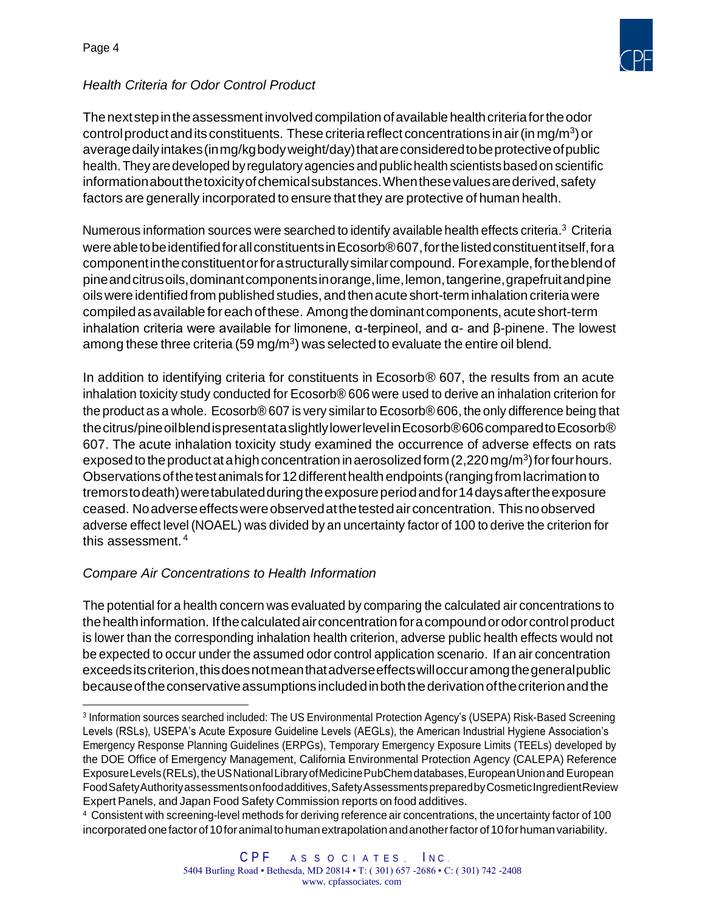*Health Criteria for Odor Control Product*

The next step in the assessment involved compilation of available health criteria for the odor control product and its constituents. These criteria reflect concentrations in air (in mg/m$^3$) or average daily intakes (in mg/kg body weight/day) that are considered to be protective of public health. They are developed by regulatory agencies and public health scientists based on scientific information about the toxicity of chemical substances. When these values are derived, safety factors are generally incorporated to ensure that they are protective of human health.

Numerous information sources were searched to identify available health effects criteria.[3] Criteria were able to be identified for all constituents in Ecosorb® 607, for the listed constituent itself, for a component in the constituent or for a structurally similar compound. For example, for the blend of pine and citrus oils, dominant components in orange, lime, lemon, tangerine, grapefruit and pine oils were identified from published studies, and then acute short-term inhalation criteria were compiled as available for each of these. Among the dominant components, acute short-term inhalation criteria were available for limonene, α-terpineol, and α- and β-pinene. The lowest among these three criteria (59 mg/m$^3$) was selected to evaluate the entire oil blend.

In addition to identifying criteria for constituents in Ecosorb® 607, the results from an acute inhalation toxicity study conducted for Ecosorb® 606 were used to derive an inhalation criterion for the product as a whole. Ecosorb® 607 is very similar to Ecosorb® 606, the only difference being that the citrus/pine oil blend is present at a slightly lower level in Ecosorb® 606 compared to Ecosorb® 607. The acute inhalation toxicity study examined the occurrence of adverse effects on rats exposed to the product at a high concentration in aerosolized form (2,220 mg/m$^3$) for four hours. Observations of the test animals for 12 different health endpoints (ranging from lacrimation to tremors to death) were tabulated during the exposure period and for 14 days after the exposure ceased. No adverse effects were observed at the tested air concentration. This no observed adverse effect level (NOAEL) was divided by an uncertainty factor of 100 to derive the criterion for this assessment.[4]

*Compare Air Concentrations to Health Information*

The potential for a health concern was evaluated by comparing the calculated air concentrations to the health information. If the calculated air concentration for a compound or odor control product is lower than the corresponding inhalation health criterion, adverse public health effects would not be expected to occur under the assumed odor control application scenario. If an air concentration exceeds its criterion, this does not mean that adverse effects will occur among the general public because of the conservative assumptions included in both the derivation of the criterion and the

---

[3] Information sources searched included: The US Environmental Protection Agency's (USEPA) Risk-Based Screening Levels (RSLs), USEPA's Acute Exposure Guideline Levels (AEGLs), the American Industrial Hygiene Association's Emergency Response Planning Guidelines (ERPGs), Temporary Emergency Exposure Limits (TEELs) developed by the DOE Office of Emergency Management, California Environmental Protection Agency (CALEPA) Reference Exposure Levels (RELs), the US National Library of Medicine PubChem databases, European Union and European Food Safety Authority assessments on food additives, Safety Assessments prepared by Cosmetic Ingredient Review Expert Panels, and Japan Food Safety Commission reports on food additives.

[4] Consistent with screening-level methods for deriving reference air concentrations, the uncertainty factor of 100 incorporated one factor of 10 for animal to human extrapolation and another factor of 10 for human variability.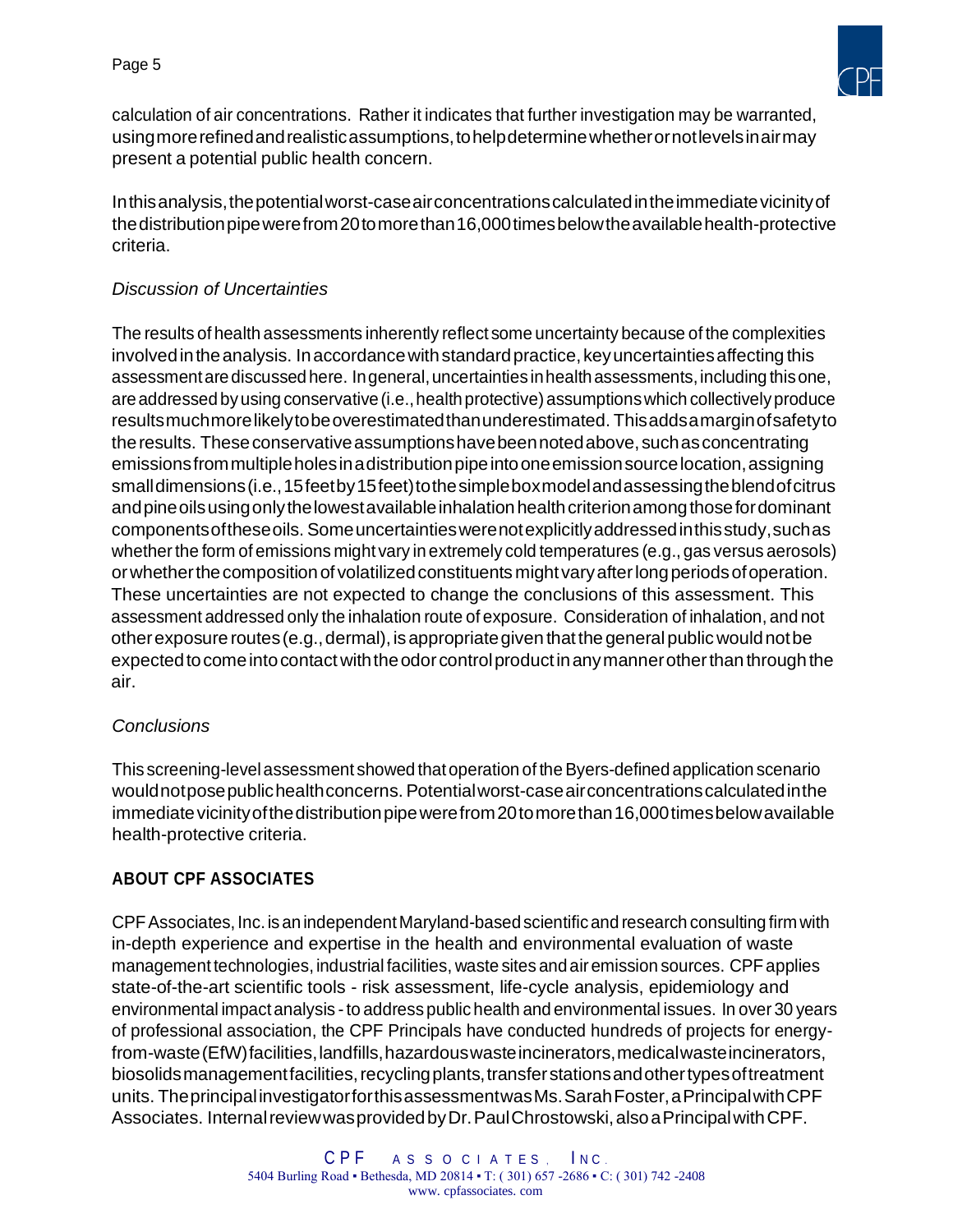calculation of air concentrations. Rather it indicates that further investigation may be warranted, using more refined and realistic assumptions, to help determine whether or not levels in air may present a potential public health concern.

In this analysis, the potential worst-case air concentrations calculated in the immediate vicinity of the distribution pipe were from 20 to more than 16,000 times below the available health-protective criteria.

*Discussion of Uncertainties*

The results of health assessments inherently reflect some uncertainty because of the complexities involved in the analysis. In accordance with standard practice, key uncertainties affecting this assessment are discussed here. In general, uncertainties in health assessments, including this one, are addressed by using conservative (i.e., health protective) assumptions which collectively produce results much more likely to be overestimated than underestimated. This adds a margin of safety to the results. These conservative assumptions have been noted above, such as concentrating emissions from multiple holes in a distribution pipe into one emission source location, assigning small dimensions (i.e., 15 feet by 15 feet) to the simple box model and assessing the blend of citrus and pine oils using only the lowest available inhalation health criterion among those for dominant components of these oils. Some uncertainties were not explicitly addressed in this study, such as whether the form of emissions might vary in extremely cold temperatures (e.g., gas versus aerosols) or whether the composition of volatilized constituents might vary after long periods of operation. These uncertainties are not expected to change the conclusions of this assessment. This assessment addressed only the inhalation route of exposure. Consideration of inhalation, and not other exposure routes (e.g., dermal), is appropriate given that the general public would not be expected to come into contact with the odor control product in any manner other than through the air.

*Conclusions*

This screening-level assessment showed that operation of the Byers-defined application scenario would not pose public health concerns. Potential worst-case air concentrations calculated in the immediate vicinity of the distribution pipe were from 20 to more than 16,000 times below available health-protective criteria.

**ABOUT CPF ASSOCIATES**

CPF Associates, Inc. is an independent Maryland-based scientific and research consulting firm with in-depth experience and expertise in the health and environmental evaluation of waste management technologies, industrial facilities, waste sites and air emission sources. CPF applies state-of-the-art scientific tools - risk assessment, life-cycle analysis, epidemiology and environmental impact analysis - to address public health and environmental issues. In over 30 years of professional association, the CPF Principals have conducted hundreds of projects for energy-from-waste (EfW) facilities, landfills, hazardous waste incinerators, medical waste incinerators, biosolids management facilities, recycling plants, transfer stations and other types of treatment units. The principal investigator for this assessment was Ms. Sarah Foster, a Principal with CPF Associates. Internal review was provided by Dr. Paul Chrostowski, also a Principal with CPF.